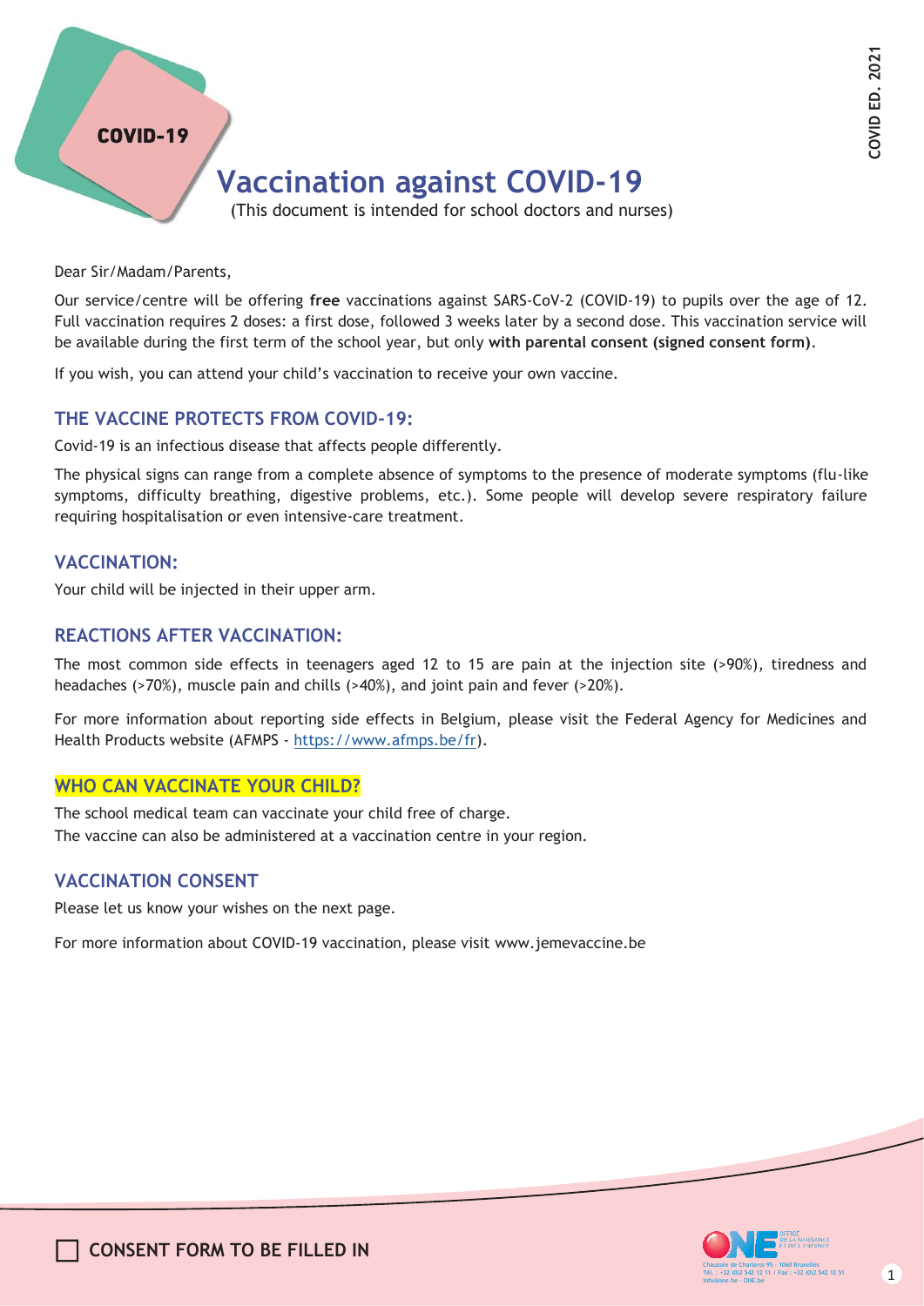COVID-19

# Vaccination against COVID-19

(This document is intended for school doctors and nurses)

Dear Sir/Madam/Parents,

Our service/centre will be offering **free** vaccinations against SARS-CoV-2 (COVID-19) to pupils over the age of 12. Full vaccination requires 2 doses: a first dose, followed 3 weeks later by a second dose. This vaccination service will be available during the first term of the school year, but only **with parental consent (signed consent form)**.

If you wish, you can attend your child's vaccination to receive your own vaccine.

## THE VACCINE PROTECTS FROM COVID-19:

Covid-19 is an infectious disease that affects people differently.

The physical signs can range from a complete absence of symptoms to the presence of moderate symptoms (flu-like symptoms, difficulty breathing, digestive problems, etc.). Some people will develop severe respiratory failure requiring hospitalisation or even intensive-care treatment.

## VACCINATION:

Your child will be injected in their upper arm.

## REACTIONS AFTER VACCINATION:

The most common side effects in teenagers aged 12 to 15 are pain at the injection site (>90%), tiredness and headaches (>70%), muscle pain and chills (>40%), and joint pain and fever (>20%).

For more information about reporting side effects in Belgium, please visit the Federal Agency for Medicines and Health Products website (AFMPS - https://www.afmps.be/fr).

## WHO CAN VACCINATE YOUR CHILD?

The school medical team can vaccinate your child free of charge.
The vaccine can also be administered at a vaccination centre in your region.

## VACCINATION CONSENT

Please let us know your wishes on the next page.

For more information about COVID-19 vaccination, please visit www.jemevaccine.be

☐ **CONSENT FORM TO BE FILLED IN**

ONE – Office de la Naissance et de l'Enfance
Chaussée de Charleroi 95 – 1060 Bruxelles
Tél. : +32 (0)2 542 12 11 / Fax : +32 (0)2 542 12 51
info@one.be – ONE.be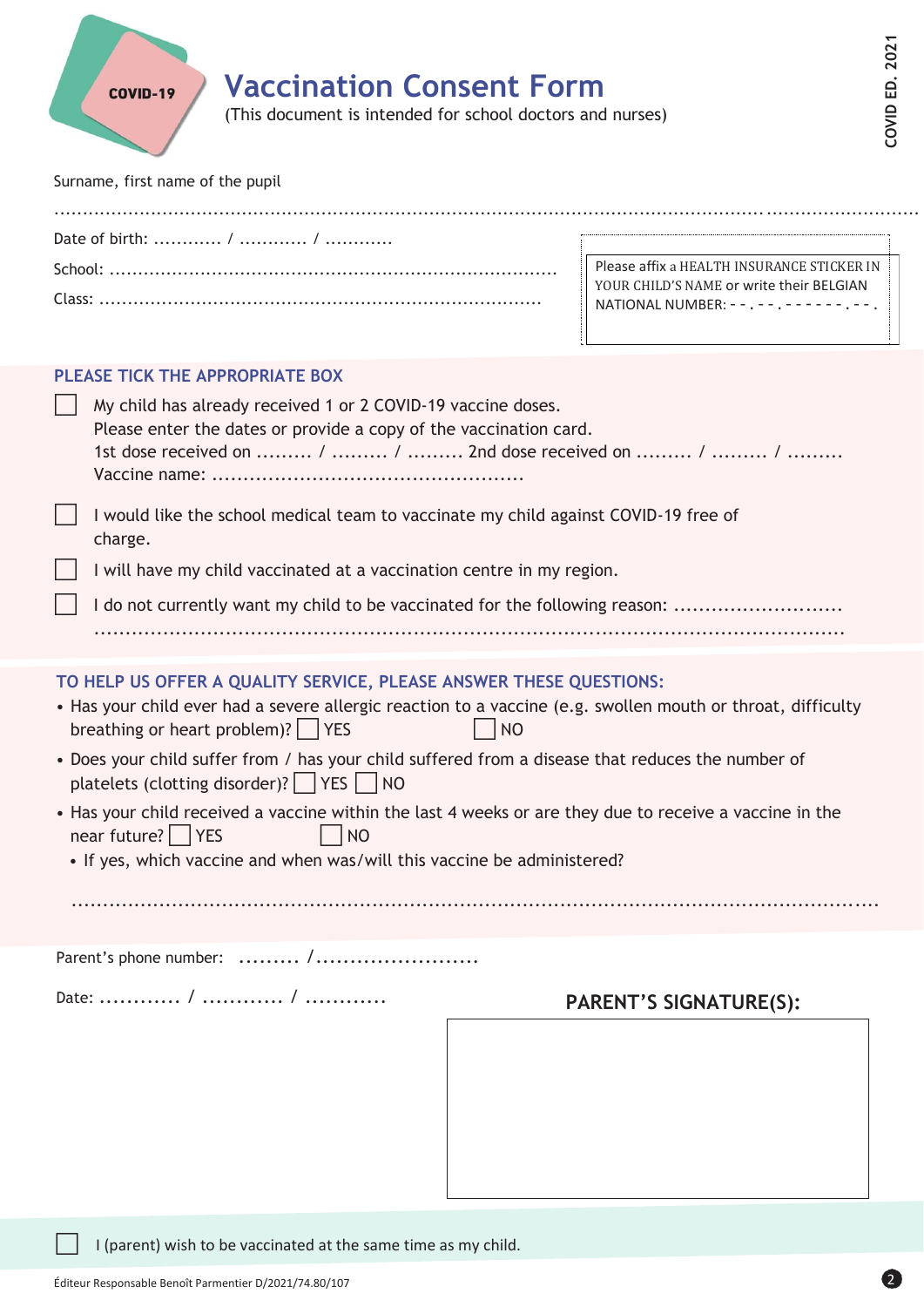COVID-19

# Vaccination Consent Form

(This document is intended for school doctors and nurses)

COVID ED. 2021

Surname, first name of the pupil

..........................................................................................................................................

Date of birth: ............ / ............ / ............

School: ...............................................................................

Class: ..............................................................................

Please affix a HEALTH INSURANCE STICKER IN YOUR CHILD'S NAME or write their BELGIAN NATIONAL NUMBER: - - . - - - . - - - - - - . - - .

## PLEASE TICK THE APPROPRIATE BOX

☐ My child has already received 1 or 2 COVID-19 vaccine doses.
Please enter the dates or provide a copy of the vaccination card.
1st dose received on ......... / ......... / ......... 2nd dose received on ......... / ......... / .........
Vaccine name: .................................................

☐ I would like the school medical team to vaccinate my child against COVID-19 free of charge.

☐ I will have my child vaccinated at a vaccination centre in my region.

☐ I do not currently want my child to be vaccinated for the following reason: ..........................
..........................................................................................................

## TO HELP US OFFER A QUALITY SERVICE, PLEASE ANSWER THESE QUESTIONS:

- Has your child ever had a severe allergic reaction to a vaccine (e.g. swollen mouth or throat, difficulty breathing or heart problem)? ☐ YES ☐ NO
- Does your child suffer from / has your child suffered from a disease that reduces the number of platelets (clotting disorder)? ☐ YES ☐ NO
- Has your child received a vaccine within the last 4 weeks or are they due to receive a vaccine in the near future? ☐ YES ☐ NO
  - If yes, which vaccine and when was/will this vaccine be administered?

..........................................................................................................................

Parent's phone number: ......... /........................

Date: ............ / ............ / ............

**PARENT'S SIGNATURE(S):**

☐ I (parent) wish to be vaccinated at the same time as my child.

Éditeur Responsable Benoît Parmentier D/2021/74.80/107